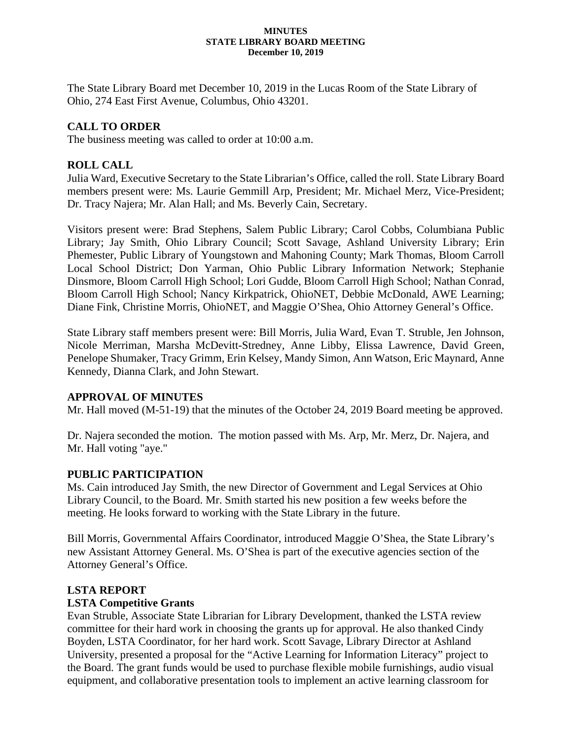**MINUTES**
**STATE LIBRARY BOARD MEETING**
**December 10, 2019**

The State Library Board met December 10, 2019 in the Lucas Room of the State Library of Ohio, 274 East First Avenue, Columbus, Ohio 43201.

## CALL TO ORDER

The business meeting was called to order at 10:00 a.m.

## ROLL CALL

Julia Ward, Executive Secretary to the State Librarian's Office, called the roll. State Library Board members present were: Ms. Laurie Gemmill Arp, President; Mr. Michael Merz, Vice-President; Dr. Tracy Najera; Mr. Alan Hall; and Ms. Beverly Cain, Secretary.

Visitors present were: Brad Stephens, Salem Public Library; Carol Cobbs, Columbiana Public Library; Jay Smith, Ohio Library Council; Scott Savage, Ashland University Library; Erin Phemester, Public Library of Youngstown and Mahoning County; Mark Thomas, Bloom Carroll Local School District; Don Yarman, Ohio Public Library Information Network; Stephanie Dinsmore, Bloom Carroll High School; Lori Gudde, Bloom Carroll High School; Nathan Conrad, Bloom Carroll High School; Nancy Kirkpatrick, OhioNET, Debbie McDonald, AWE Learning; Diane Fink, Christine Morris, OhioNET, and Maggie O'Shea, Ohio Attorney General's Office.

State Library staff members present were: Bill Morris, Julia Ward, Evan T. Struble, Jen Johnson, Nicole Merriman, Marsha McDevitt-Stredney, Anne Libby, Elissa Lawrence, David Green, Penelope Shumaker, Tracy Grimm, Erin Kelsey, Mandy Simon, Ann Watson, Eric Maynard, Anne Kennedy, Dianna Clark, and John Stewart.

## APPROVAL OF MINUTES

Mr. Hall moved (M-51-19) that the minutes of the October 24, 2019 Board meeting be approved.

Dr. Najera seconded the motion. The motion passed with Ms. Arp, Mr. Merz, Dr. Najera, and Mr. Hall voting "aye."

## PUBLIC PARTICIPATION

Ms. Cain introduced Jay Smith, the new Director of Government and Legal Services at Ohio Library Council, to the Board. Mr. Smith started his new position a few weeks before the meeting. He looks forward to working with the State Library in the future.

Bill Morris, Governmental Affairs Coordinator, introduced Maggie O'Shea, the State Library's new Assistant Attorney General. Ms. O'Shea is part of the executive agencies section of the Attorney General's Office.

## LSTA REPORT

### LSTA Competitive Grants

Evan Struble, Associate State Librarian for Library Development, thanked the LSTA review committee for their hard work in choosing the grants up for approval. He also thanked Cindy Boyden, LSTA Coordinator, for her hard work. Scott Savage, Library Director at Ashland University, presented a proposal for the "Active Learning for Information Literacy" project to the Board. The grant funds would be used to purchase flexible mobile furnishings, audio visual equipment, and collaborative presentation tools to implement an active learning classroom for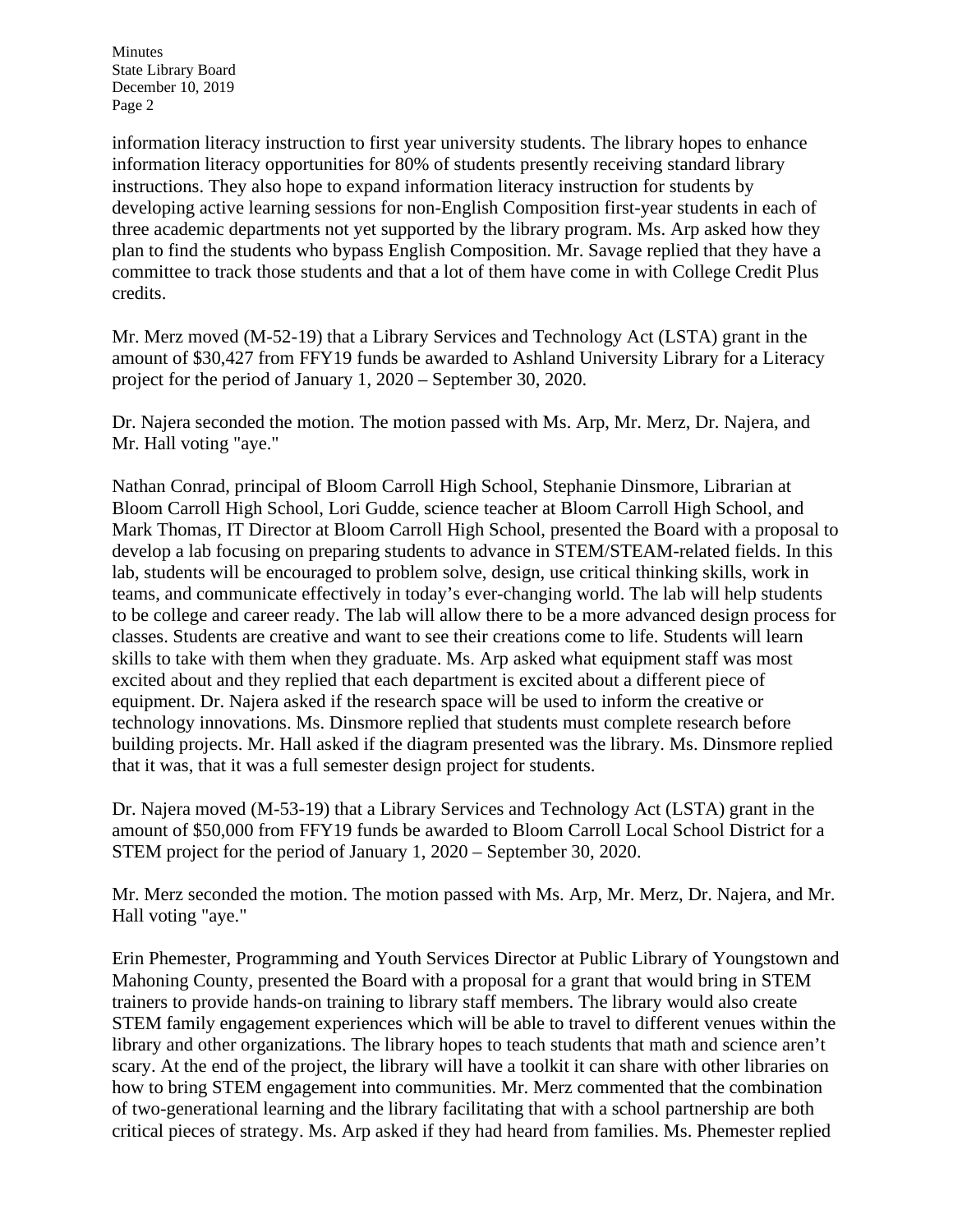information literacy instruction to first year university students. The library hopes to enhance information literacy opportunities for 80% of students presently receiving standard library instructions. They also hope to expand information literacy instruction for students by developing active learning sessions for non-English Composition first-year students in each of three academic departments not yet supported by the library program. Ms. Arp asked how they plan to find the students who bypass English Composition. Mr. Savage replied that they have a committee to track those students and that a lot of them have come in with College Credit Plus credits.

Mr. Merz moved (M-52-19) that a Library Services and Technology Act (LSTA) grant in the amount of $30,427 from FFY19 funds be awarded to Ashland University Library for a Literacy project for the period of January 1, 2020 – September 30, 2020.

Dr. Najera seconded the motion. The motion passed with Ms. Arp, Mr. Merz, Dr. Najera, and Mr. Hall voting "aye."

Nathan Conrad, principal of Bloom Carroll High School, Stephanie Dinsmore, Librarian at Bloom Carroll High School, Lori Gudde, science teacher at Bloom Carroll High School, and Mark Thomas, IT Director at Bloom Carroll High School, presented the Board with a proposal to develop a lab focusing on preparing students to advance in STEM/STEAM-related fields. In this lab, students will be encouraged to problem solve, design, use critical thinking skills, work in teams, and communicate effectively in today's ever-changing world. The lab will help students to be college and career ready. The lab will allow there to be a more advanced design process for classes. Students are creative and want to see their creations come to life. Students will learn skills to take with them when they graduate. Ms. Arp asked what equipment staff was most excited about and they replied that each department is excited about a different piece of equipment. Dr. Najera asked if the research space will be used to inform the creative or technology innovations. Ms. Dinsmore replied that students must complete research before building projects. Mr. Hall asked if the diagram presented was the library. Ms. Dinsmore replied that it was, that it was a full semester design project for students.

Dr. Najera moved (M-53-19) that a Library Services and Technology Act (LSTA) grant in the amount of $50,000 from FFY19 funds be awarded to Bloom Carroll Local School District for a STEM project for the period of January 1, 2020 – September 30, 2020.

Mr. Merz seconded the motion. The motion passed with Ms. Arp, Mr. Merz, Dr. Najera, and Mr. Hall voting "aye."

Erin Phemester, Programming and Youth Services Director at Public Library of Youngstown and Mahoning County, presented the Board with a proposal for a grant that would bring in STEM trainers to provide hands-on training to library staff members. The library would also create STEM family engagement experiences which will be able to travel to different venues within the library and other organizations. The library hopes to teach students that math and science aren't scary. At the end of the project, the library will have a toolkit it can share with other libraries on how to bring STEM engagement into communities. Mr. Merz commented that the combination of two-generational learning and the library facilitating that with a school partnership are both critical pieces of strategy. Ms. Arp asked if they had heard from families. Ms. Phemester replied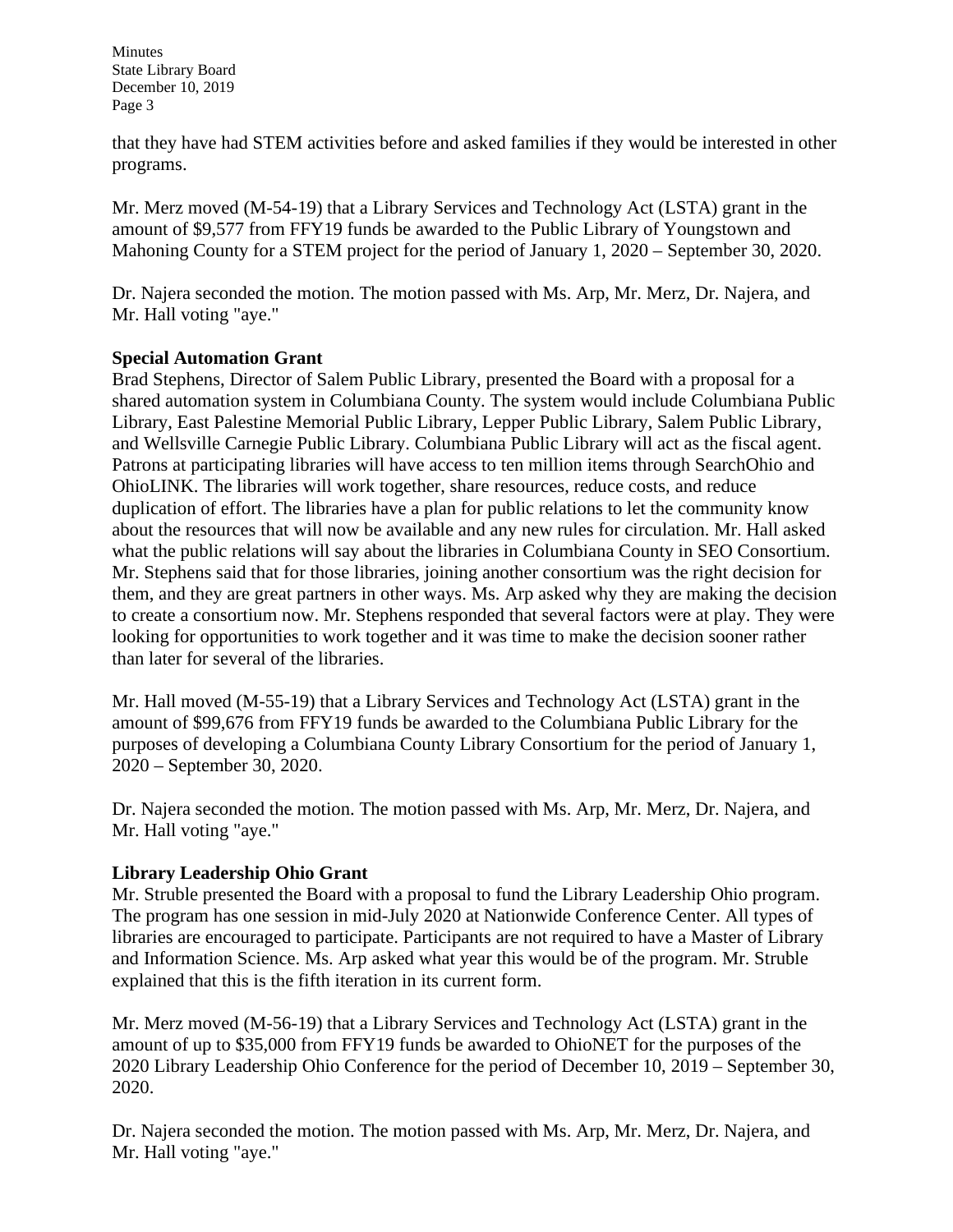that they have had STEM activities before and asked families if they would be interested in other programs.

Mr. Merz moved (M-54-19) that a Library Services and Technology Act (LSTA) grant in the amount of $9,577 from FFY19 funds be awarded to the Public Library of Youngstown and Mahoning County for a STEM project for the period of January 1, 2020 – September 30, 2020.

Dr. Najera seconded the motion. The motion passed with Ms. Arp, Mr. Merz, Dr. Najera, and Mr. Hall voting "aye."

**Special Automation Grant**

Brad Stephens, Director of Salem Public Library, presented the Board with a proposal for a shared automation system in Columbiana County. The system would include Columbiana Public Library, East Palestine Memorial Public Library, Lepper Public Library, Salem Public Library, and Wellsville Carnegie Public Library. Columbiana Public Library will act as the fiscal agent. Patrons at participating libraries will have access to ten million items through SearchOhio and OhioLINK. The libraries will work together, share resources, reduce costs, and reduce duplication of effort. The libraries have a plan for public relations to let the community know about the resources that will now be available and any new rules for circulation. Mr. Hall asked what the public relations will say about the libraries in Columbiana County in SEO Consortium. Mr. Stephens said that for those libraries, joining another consortium was the right decision for them, and they are great partners in other ways. Ms. Arp asked why they are making the decision to create a consortium now. Mr. Stephens responded that several factors were at play. They were looking for opportunities to work together and it was time to make the decision sooner rather than later for several of the libraries.

Mr. Hall moved (M-55-19) that a Library Services and Technology Act (LSTA) grant in the amount of $99,676 from FFY19 funds be awarded to the Columbiana Public Library for the purposes of developing a Columbiana County Library Consortium for the period of January 1, 2020 – September 30, 2020.

Dr. Najera seconded the motion. The motion passed with Ms. Arp, Mr. Merz, Dr. Najera, and Mr. Hall voting "aye."

**Library Leadership Ohio Grant**

Mr. Struble presented the Board with a proposal to fund the Library Leadership Ohio program. The program has one session in mid-July 2020 at Nationwide Conference Center. All types of libraries are encouraged to participate. Participants are not required to have a Master of Library and Information Science. Ms. Arp asked what year this would be of the program. Mr. Struble explained that this is the fifth iteration in its current form.

Mr. Merz moved (M-56-19) that a Library Services and Technology Act (LSTA) grant in the amount of up to $35,000 from FFY19 funds be awarded to OhioNET for the purposes of the 2020 Library Leadership Ohio Conference for the period of December 10, 2019 – September 30, 2020.

Dr. Najera seconded the motion. The motion passed with Ms. Arp, Mr. Merz, Dr. Najera, and Mr. Hall voting "aye."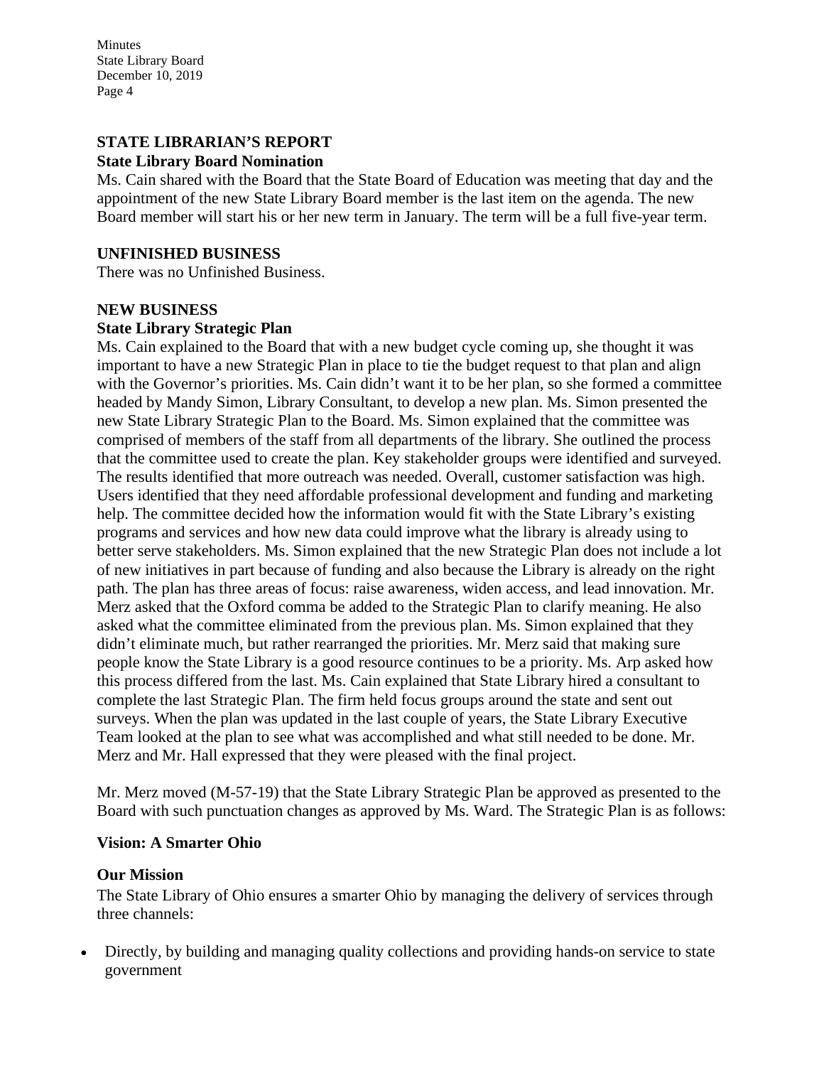## STATE LIBRARIAN'S REPORT

### State Library Board Nomination

Ms. Cain shared with the Board that the State Board of Education was meeting that day and the appointment of the new State Library Board member is the last item on the agenda. The new Board member will start his or her new term in January. The term will be a full five-year term.

## UNFINISHED BUSINESS

There was no Unfinished Business.

## NEW BUSINESS

### State Library Strategic Plan

Ms. Cain explained to the Board that with a new budget cycle coming up, she thought it was important to have a new Strategic Plan in place to tie the budget request to that plan and align with the Governor's priorities. Ms. Cain didn't want it to be her plan, so she formed a committee headed by Mandy Simon, Library Consultant, to develop a new plan. Ms. Simon presented the new State Library Strategic Plan to the Board. Ms. Simon explained that the committee was comprised of members of the staff from all departments of the library. She outlined the process that the committee used to create the plan. Key stakeholder groups were identified and surveyed. The results identified that more outreach was needed. Overall, customer satisfaction was high. Users identified that they need affordable professional development and funding and marketing help. The committee decided how the information would fit with the State Library's existing programs and services and how new data could improve what the library is already using to better serve stakeholders. Ms. Simon explained that the new Strategic Plan does not include a lot of new initiatives in part because of funding and also because the Library is already on the right path. The plan has three areas of focus: raise awareness, widen access, and lead innovation. Mr. Merz asked that the Oxford comma be added to the Strategic Plan to clarify meaning. He also asked what the committee eliminated from the previous plan. Ms. Simon explained that they didn't eliminate much, but rather rearranged the priorities. Mr. Merz said that making sure people know the State Library is a good resource continues to be a priority. Ms. Arp asked how this process differed from the last. Ms. Cain explained that State Library hired a consultant to complete the last Strategic Plan. The firm held focus groups around the state and sent out surveys. When the plan was updated in the last couple of years, the State Library Executive Team looked at the plan to see what was accomplished and what still needed to be done. Mr. Merz and Mr. Hall expressed that they were pleased with the final project.

Mr. Merz moved (M-57-19) that the State Library Strategic Plan be approved as presented to the Board with such punctuation changes as approved by Ms. Ward. The Strategic Plan is as follows:

**Vision: A Smarter Ohio**

**Our Mission**

The State Library of Ohio ensures a smarter Ohio by managing the delivery of services through three channels:

- Directly, by building and managing quality collections and providing hands-on service to state government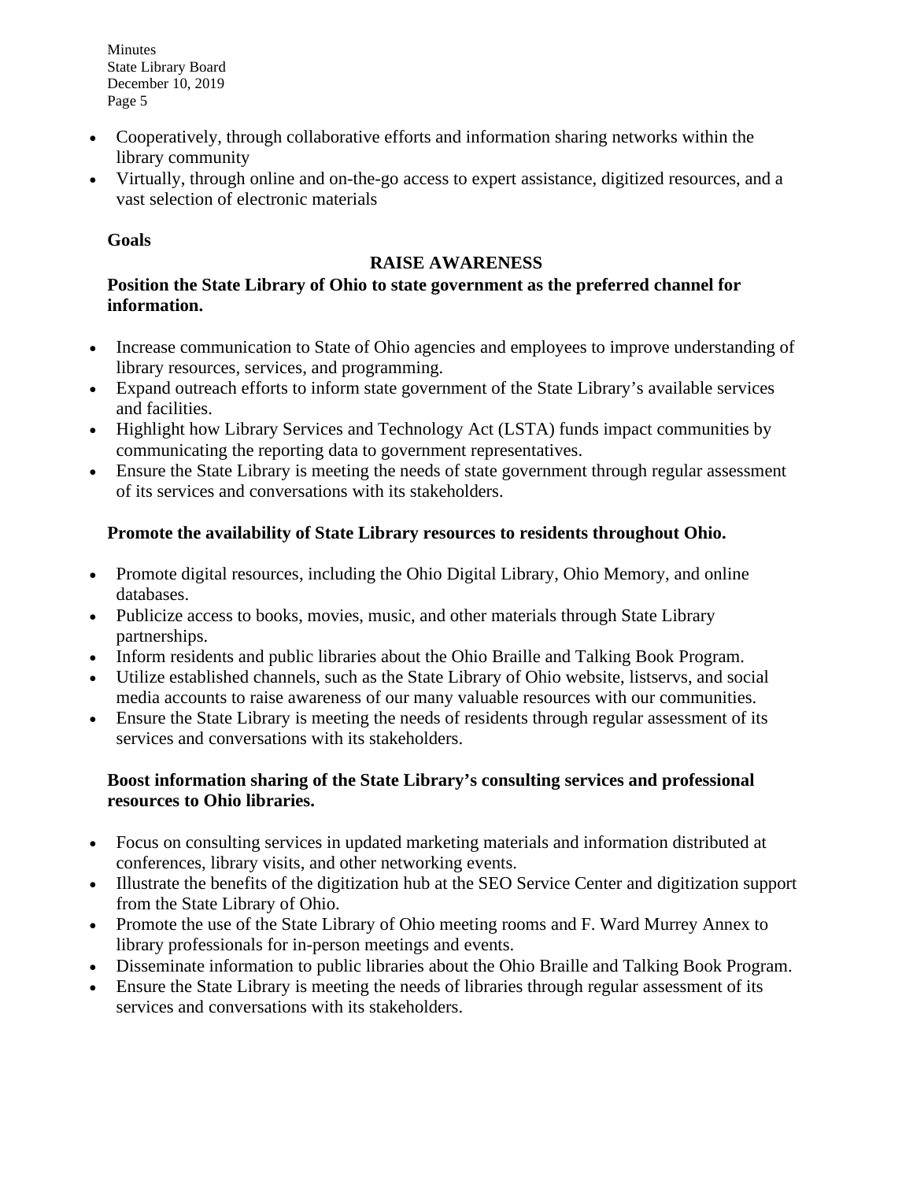- Cooperatively, through collaborative efforts and information sharing networks within the library community
- Virtually, through online and on-the-go access to expert assistance, digitized resources, and a vast selection of electronic materials

**Goals**

## RAISE AWARENESS

**Position the State Library of Ohio to state government as the preferred channel for information.**

- Increase communication to State of Ohio agencies and employees to improve understanding of library resources, services, and programming.
- Expand outreach efforts to inform state government of the State Library's available services and facilities.
- Highlight how Library Services and Technology Act (LSTA) funds impact communities by communicating the reporting data to government representatives.
- Ensure the State Library is meeting the needs of state government through regular assessment of its services and conversations with its stakeholders.

**Promote the availability of State Library resources to residents throughout Ohio.**

- Promote digital resources, including the Ohio Digital Library, Ohio Memory, and online databases.
- Publicize access to books, movies, music, and other materials through State Library partnerships.
- Inform residents and public libraries about the Ohio Braille and Talking Book Program.
- Utilize established channels, such as the State Library of Ohio website, listservs, and social media accounts to raise awareness of our many valuable resources with our communities.
- Ensure the State Library is meeting the needs of residents through regular assessment of its services and conversations with its stakeholders.

**Boost information sharing of the State Library's consulting services and professional resources to Ohio libraries.**

- Focus on consulting services in updated marketing materials and information distributed at conferences, library visits, and other networking events.
- Illustrate the benefits of the digitization hub at the SEO Service Center and digitization support from the State Library of Ohio.
- Promote the use of the State Library of Ohio meeting rooms and F. Ward Murrey Annex to library professionals for in-person meetings and events.
- Disseminate information to public libraries about the Ohio Braille and Talking Book Program.
- Ensure the State Library is meeting the needs of libraries through regular assessment of its services and conversations with its stakeholders.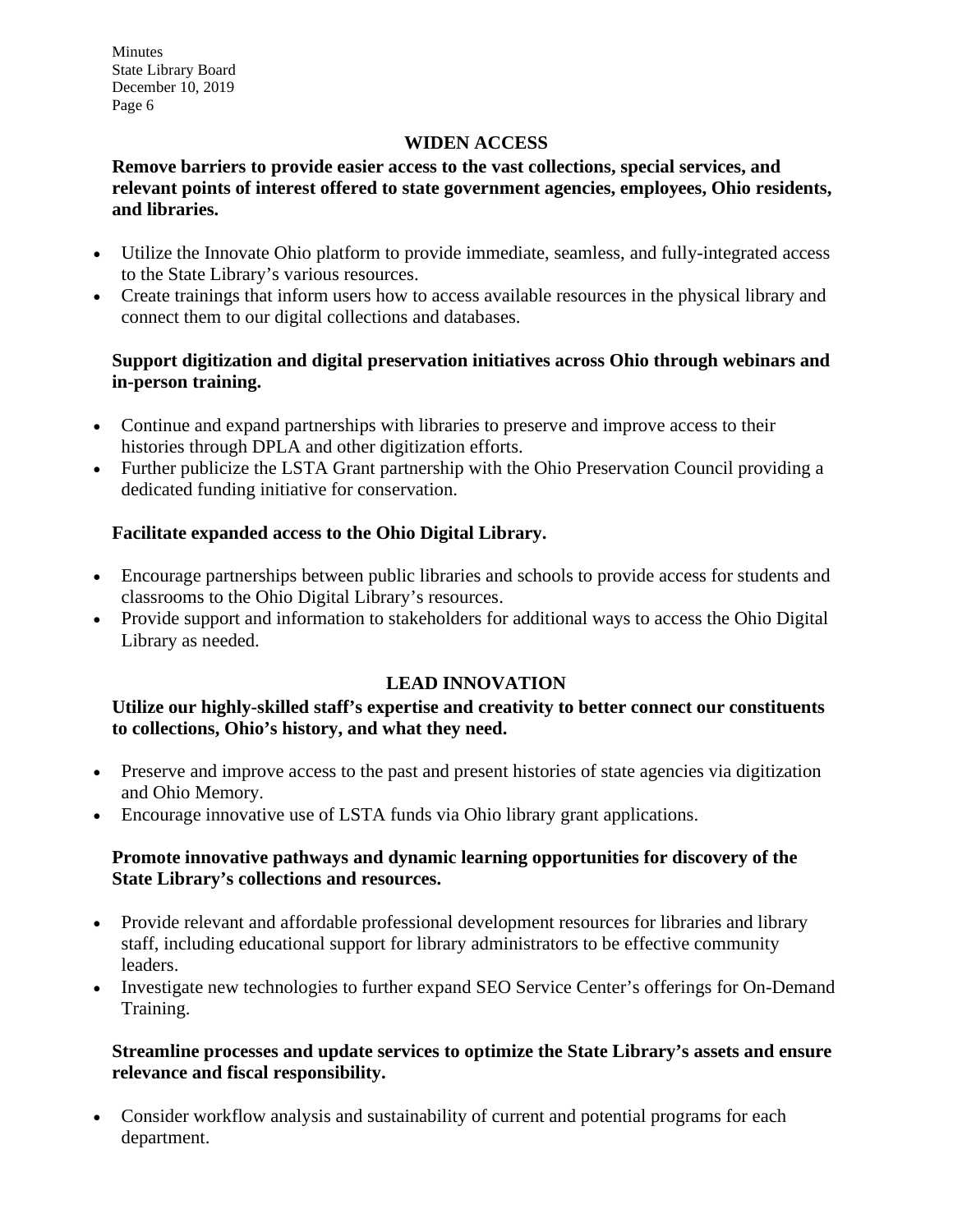## WIDEN ACCESS

**Remove barriers to provide easier access to the vast collections, special services, and relevant points of interest offered to state government agencies, employees, Ohio residents, and libraries.**

- Utilize the Innovate Ohio platform to provide immediate, seamless, and fully-integrated access to the State Library's various resources.
- Create trainings that inform users how to access available resources in the physical library and connect them to our digital collections and databases.

**Support digitization and digital preservation initiatives across Ohio through webinars and in-person training.**

- Continue and expand partnerships with libraries to preserve and improve access to their histories through DPLA and other digitization efforts.
- Further publicize the LSTA Grant partnership with the Ohio Preservation Council providing a dedicated funding initiative for conservation.

**Facilitate expanded access to the Ohio Digital Library.**

- Encourage partnerships between public libraries and schools to provide access for students and classrooms to the Ohio Digital Library's resources.
- Provide support and information to stakeholders for additional ways to access the Ohio Digital Library as needed.

## LEAD INNOVATION

**Utilize our highly-skilled staff's expertise and creativity to better connect our constituents to collections, Ohio's history, and what they need.**

- Preserve and improve access to the past and present histories of state agencies via digitization and Ohio Memory.
- Encourage innovative use of LSTA funds via Ohio library grant applications.

**Promote innovative pathways and dynamic learning opportunities for discovery of the State Library's collections and resources.**

- Provide relevant and affordable professional development resources for libraries and library staff, including educational support for library administrators to be effective community leaders.
- Investigate new technologies to further expand SEO Service Center's offerings for On-Demand Training.

**Streamline processes and update services to optimize the State Library's assets and ensure relevance and fiscal responsibility.**

- Consider workflow analysis and sustainability of current and potential programs for each department.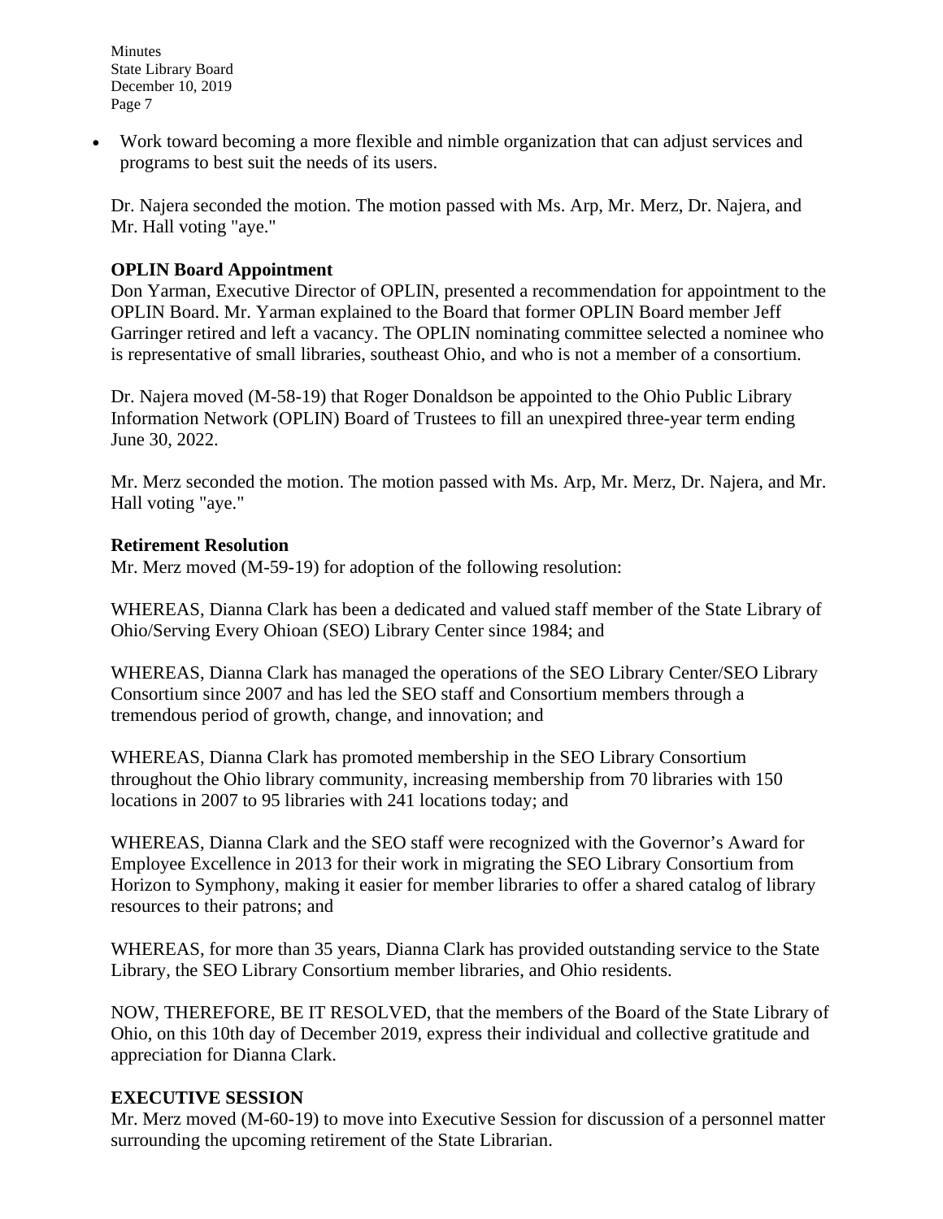- Work toward becoming a more flexible and nimble organization that can adjust services and programs to best suit the needs of its users.

Dr. Najera seconded the motion. The motion passed with Ms. Arp, Mr. Merz, Dr. Najera, and Mr. Hall voting "aye."

**OPLIN Board Appointment**
Don Yarman, Executive Director of OPLIN, presented a recommendation for appointment to the OPLIN Board. Mr. Yarman explained to the Board that former OPLIN Board member Jeff Garringer retired and left a vacancy. The OPLIN nominating committee selected a nominee who is representative of small libraries, southeast Ohio, and who is not a member of a consortium.

Dr. Najera moved (M-58-19) that Roger Donaldson be appointed to the Ohio Public Library Information Network (OPLIN) Board of Trustees to fill an unexpired three-year term ending June 30, 2022.

Mr. Merz seconded the motion. The motion passed with Ms. Arp, Mr. Merz, Dr. Najera, and Mr. Hall voting "aye."

**Retirement Resolution**
Mr. Merz moved (M-59-19) for adoption of the following resolution:

WHEREAS, Dianna Clark has been a dedicated and valued staff member of the State Library of Ohio/Serving Every Ohioan (SEO) Library Center since 1984; and

WHEREAS, Dianna Clark has managed the operations of the SEO Library Center/SEO Library Consortium since 2007 and has led the SEO staff and Consortium members through a tremendous period of growth, change, and innovation; and

WHEREAS, Dianna Clark has promoted membership in the SEO Library Consortium throughout the Ohio library community, increasing membership from 70 libraries with 150 locations in 2007 to 95 libraries with 241 locations today; and

WHEREAS, Dianna Clark and the SEO staff were recognized with the Governor's Award for Employee Excellence in 2013 for their work in migrating the SEO Library Consortium from Horizon to Symphony, making it easier for member libraries to offer a shared catalog of library resources to their patrons; and

WHEREAS, for more than 35 years, Dianna Clark has provided outstanding service to the State Library, the SEO Library Consortium member libraries, and Ohio residents.

NOW, THEREFORE, BE IT RESOLVED, that the members of the Board of the State Library of Ohio, on this 10th day of December 2019, express their individual and collective gratitude and appreciation for Dianna Clark.

**EXECUTIVE SESSION**
Mr. Merz moved (M-60-19) to move into Executive Session for discussion of a personnel matter surrounding the upcoming retirement of the State Librarian.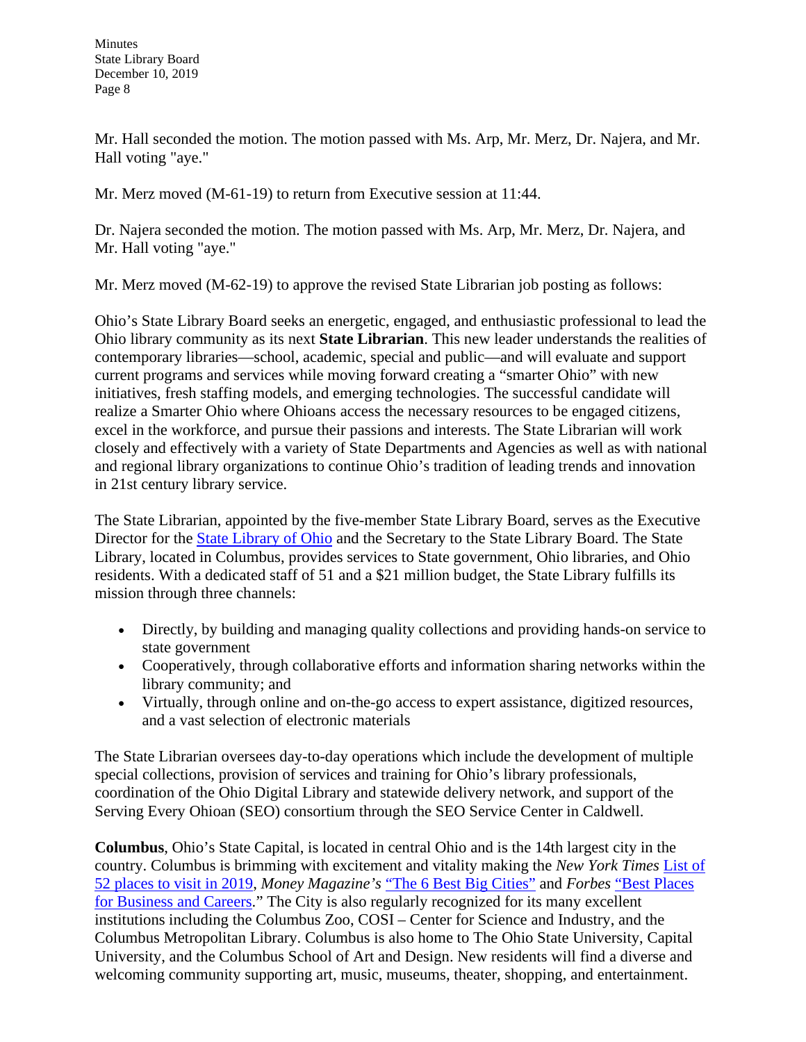Mr. Hall seconded the motion. The motion passed with Ms. Arp, Mr. Merz, Dr. Najera, and Mr. Hall voting "aye."

Mr. Merz moved (M-61-19) to return from Executive session at 11:44.

Dr. Najera seconded the motion. The motion passed with Ms. Arp, Mr. Merz, Dr. Najera, and Mr. Hall voting "aye."

Mr. Merz moved (M-62-19) to approve the revised State Librarian job posting as follows:

Ohio's State Library Board seeks an energetic, engaged, and enthusiastic professional to lead the Ohio library community as its next **State Librarian**. This new leader understands the realities of contemporary libraries—school, academic, special and public—and will evaluate and support current programs and services while moving forward creating a "smarter Ohio" with new initiatives, fresh staffing models, and emerging technologies. The successful candidate will realize a Smarter Ohio where Ohioans access the necessary resources to be engaged citizens, excel in the workforce, and pursue their passions and interests. The State Librarian will work closely and effectively with a variety of State Departments and Agencies as well as with national and regional library organizations to continue Ohio's tradition of leading trends and innovation in 21st century library service.

The State Librarian, appointed by the five-member State Library Board, serves as the Executive Director for the State Library of Ohio and the Secretary to the State Library Board. The State Library, located in Columbus, provides services to State government, Ohio libraries, and Ohio residents. With a dedicated staff of 51 and a $21 million budget, the State Library fulfills its mission through three channels:

- Directly, by building and managing quality collections and providing hands-on service to state government
- Cooperatively, through collaborative efforts and information sharing networks within the library community; and
- Virtually, through online and on-the-go access to expert assistance, digitized resources, and a vast selection of electronic materials

The State Librarian oversees day-to-day operations which include the development of multiple special collections, provision of services and training for Ohio's library professionals, coordination of the Ohio Digital Library and statewide delivery network, and support of the Serving Every Ohioan (SEO) consortium through the SEO Service Center in Caldwell.

**Columbus**, Ohio's State Capital, is located in central Ohio and is the 14th largest city in the country. Columbus is brimming with excitement and vitality making the *New York Times* List of 52 places to visit in 2019, *Money Magazine's* "The 6 Best Big Cities" and *Forbes* "Best Places for Business and Careers." The City is also regularly recognized for its many excellent institutions including the Columbus Zoo, COSI – Center for Science and Industry, and the Columbus Metropolitan Library. Columbus is also home to The Ohio State University, Capital University, and the Columbus School of Art and Design. New residents will find a diverse and welcoming community supporting art, music, museums, theater, shopping, and entertainment.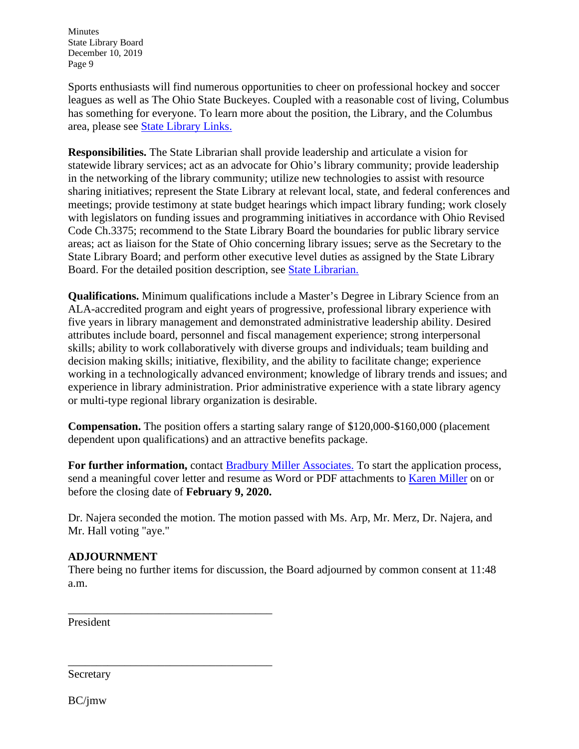Sports enthusiasts will find numerous opportunities to cheer on professional hockey and soccer leagues as well as The Ohio State Buckeyes. Coupled with a reasonable cost of living, Columbus has something for everyone. To learn more about the position, the Library, and the Columbus area, please see State Library Links.

**Responsibilities.** The State Librarian shall provide leadership and articulate a vision for statewide library services; act as an advocate for Ohio's library community; provide leadership in the networking of the library community; utilize new technologies to assist with resource sharing initiatives; represent the State Library at relevant local, state, and federal conferences and meetings; provide testimony at state budget hearings which impact library funding; work closely with legislators on funding issues and programming initiatives in accordance with Ohio Revised Code Ch.3375; recommend to the State Library Board the boundaries for public library service areas; act as liaison for the State of Ohio concerning library issues; serve as the Secretary to the State Library Board; and perform other executive level duties as assigned by the State Library Board. For the detailed position description, see State Librarian.

**Qualifications.** Minimum qualifications include a Master's Degree in Library Science from an ALA-accredited program and eight years of progressive, professional library experience with five years in library management and demonstrated administrative leadership ability. Desired attributes include board, personnel and fiscal management experience; strong interpersonal skills; ability to work collaboratively with diverse groups and individuals; team building and decision making skills; initiative, flexibility, and the ability to facilitate change; experience working in a technologically advanced environment; knowledge of library trends and issues; and experience in library administration. Prior administrative experience with a state library agency or multi-type regional library organization is desirable.

**Compensation.** The position offers a starting salary range of $120,000-$160,000 (placement dependent upon qualifications) and an attractive benefits package.

**For further information,** contact Bradbury Miller Associates. To start the application process, send a meaningful cover letter and resume as Word or PDF attachments to Karen Miller on or before the closing date of **February 9, 2020.**

Dr. Najera seconded the motion. The motion passed with Ms. Arp, Mr. Merz, Dr. Najera, and Mr. Hall voting "aye."

**ADJOURNMENT**

There being no further items for discussion, the Board adjourned by common consent at 11:48 a.m.

\_\_\_\_\_\_\_\_\_\_\_\_\_\_\_\_\_\_\_\_\_\_\_\_\_\_\_\_\_\_\_\_\_\_\_\_

President

\_\_\_\_\_\_\_\_\_\_\_\_\_\_\_\_\_\_\_\_\_\_\_\_\_\_\_\_\_\_\_\_\_\_\_\_

Secretary

BC/jmw